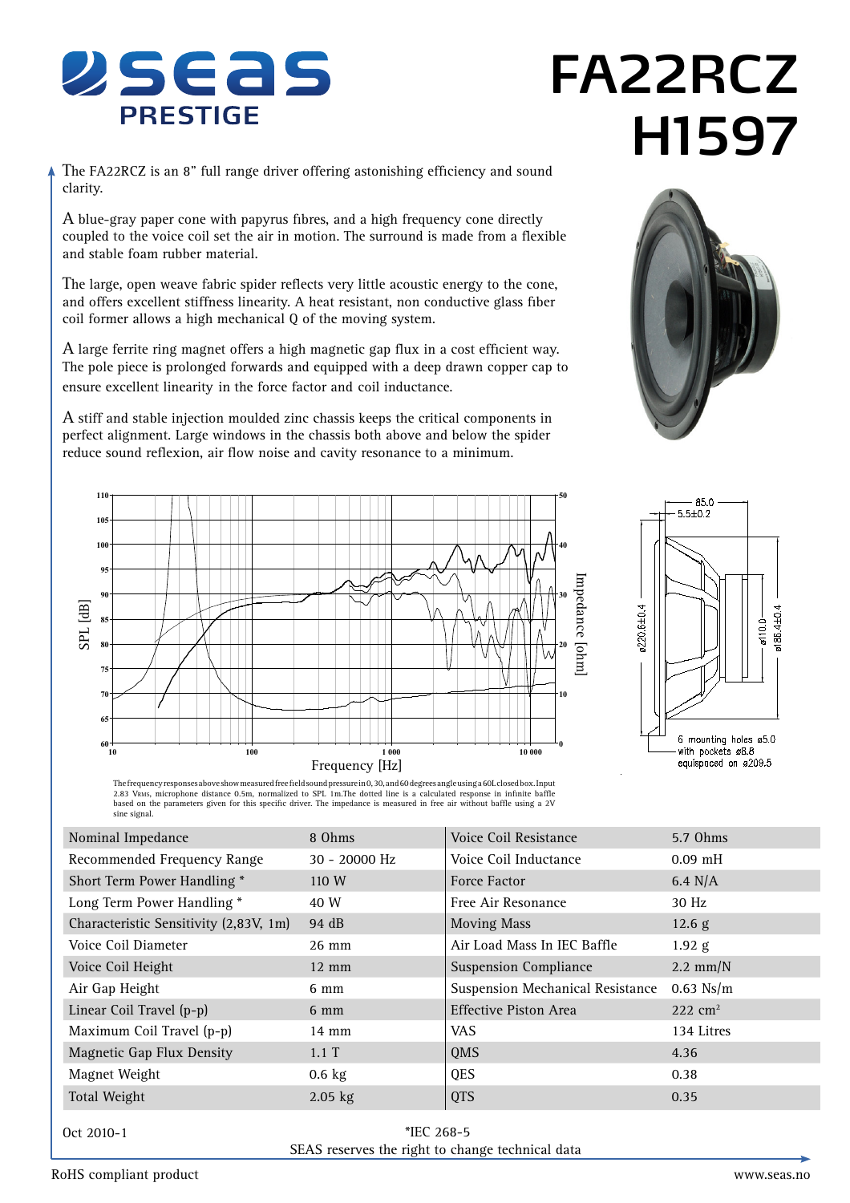# SEAS PRESTIGE

# FA22RCZ H1597

The FA22RCZ is an 8" full range driver offering astonishing efficiency and sound clarity.

A blue-gray paper cone with papyrus fibres, and a high frequency cone directly coupled to the voice coil set the air in motion. The surround is made from a flexible and stable foam rubber material.

The large, open weave fabric spider reflects very little acoustic energy to the cone, and offers excellent stiffness linearity. A heat resistant, non conductive glass fiber coil former allows a high mechanical Q of the moving system.

A large ferrite ring magnet offers a high magnetic gap flux in a cost efficient way. The pole piece is prolonged forwards and equipped with a deep drawn copper cap to ensure excellent linearity in the force factor and coil inductance.

A stiff and stable injection moulded zinc chassis keeps the critical components in perfect alignment. Large windows in the chassis both above and below the spider reduce sound reflexion, air flow noise and cavity resonance to a minimum.

The frequency responses above show measured free field sound pressure in 0, 30, and 60 degrees angle using a 60L closed box. Input 2.83 $V_{RMS}$, microphone distance 0.5m, normalized to SPL 1m. The dotted line is a calculated response in infinite baffle based on the parameters given for this specific driver. The impedance is measured in free air without baffle using a 2V sine signal.

6 mounting holes ø5.0 with pockets ø8.8 equispaced on ø209.5

| Nominal Impedance | 8 Ohms | Voice Coil Resistance | 5.7 Ohms |
|---|---|---|---|
| Recommended Frequency Range | 30 - 20000 Hz | Voice Coil Inductance | 0.09 mH |
| Short Term Power Handling * | 110 W | Force Factor | 6.4 N/A |
| Long Term Power Handling * | 40 W | Free Air Resonance | 30 Hz |
| Characteristic Sensitivity (2,83V, 1m) | 94 dB | Moving Mass | 12.6 g |
| Voice Coil Diameter | 26 mm | Air Load Mass In IEC Baffle | 1.92 g |
| Voice Coil Height | 12 mm | Suspension Compliance | 2.2 mm/N |
| Air Gap Height | 6 mm | Suspension Mechanical Resistance | 0.63 Ns/m |
| Linear Coil Travel (p-p) | 6 mm | Effective Piston Area | 222 $cm^2$ |
| Maximum Coil Travel (p-p) | 14 mm | VAS | 134 Litres |
| Magnetic Gap Flux Density | 1.1 T | QMS | 4.36 |
| Magnet Weight | 0.6 kg | QES | 0.38 |
| Total Weight | 2.05 kg | QTS | 0.35 |

Oct 2010-1

*IEC 268-5

SEAS reserves the right to change technical data

RoHS compliant product

www.seas.no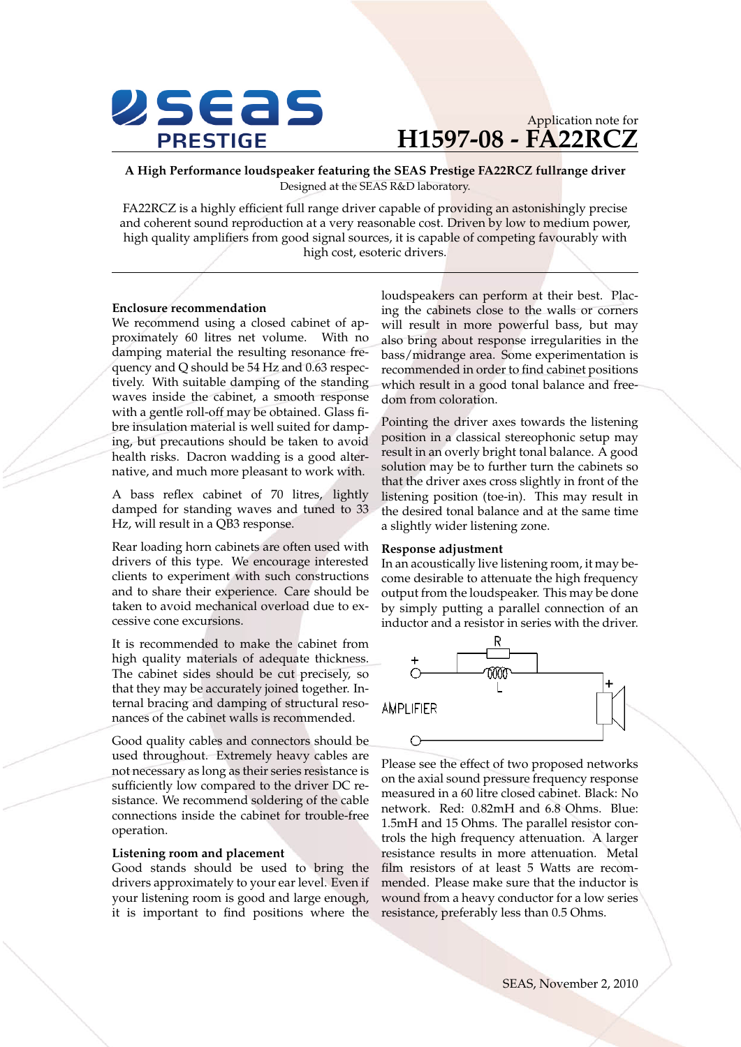**SEAS PRESTIGE**

Application note for

# H1597-08 - FA22RCZ

**A High Performance loudspeaker featuring the SEAS Prestige FA22RCZ fullrange driver**

Designed at the SEAS R&D laboratory.

FA22RCZ is a highly efficient full range driver capable of providing an astonishingly precise and coherent sound reproduction at a very reasonable cost. Driven by low to medium power, high quality amplifiers from good signal sources, it is capable of competing favourably with high cost, esoteric drivers.

---

### Enclosure recommendation

We recommend using a closed cabinet of approximately 60 litres net volume. With no damping material the resulting resonance frequency and Q should be 54 Hz and 0.63 respectively. With suitable damping of the standing waves inside the cabinet, a smooth response with a gentle roll-off may be obtained. Glass fibre insulation material is well suited for damping, but precautions should be taken to avoid health risks. Dacron wadding is a good alternative, and much more pleasant to work with.

A bass reflex cabinet of 70 litres, lightly damped for standing waves and tuned to 33 Hz, will result in a QB3 response.

Rear loading horn cabinets are often used with drivers of this type. We encourage interested clients to experiment with such constructions and to share their experience. Care should be taken to avoid mechanical overload due to excessive cone excursions.

It is recommended to make the cabinet from high quality materials of adequate thickness. The cabinet sides should be cut precisely, so that they may be accurately joined together. Internal bracing and damping of structural resonances of the cabinet walls is recommended.

Good quality cables and connectors should be used throughout. Extremely heavy cables are not necessary as long as their series resistance is sufficiently low compared to the driver DC resistance. We recommend soldering of the cable connections inside the cabinet for trouble-free operation.

### Listening room and placement

Good stands should be used to bring the drivers approximately to your ear level. Even if your listening room is good and large enough, it is important to find positions where the loudspeakers can perform at their best. Placing the cabinets close to the walls or corners will result in more powerful bass, but may also bring about response irregularities in the bass/midrange area. Some experimentation is recommended in order to find cabinet positions which result in a good tonal balance and freedom from coloration.

Pointing the driver axes towards the listening position in a classical stereophonic setup may result in an overly bright tonal balance. A good solution may be to further turn the cabinets so that the driver axes cross slightly in front of the listening position (toe-in). This may result in the desired tonal balance and at the same time a slightly wider listening zone.

### Response adjustment

In an acoustically live listening room, it may become desirable to attenuate the high frequency output from the loudspeaker. This may be done by simply putting a parallel connection of an inductor and a resistor in series with the driver.

Please see the effect of two proposed networks on the axial sound pressure frequency response measured in a 60 litre closed cabinet. Black: No network. Red: 0.82mH and 6.8 Ohms. Blue: 1.5mH and 15 Ohms. The parallel resistor controls the high frequency attenuation. A larger resistance results in more attenuation. Metal film resistors of at least 5 Watts are recommended. Please make sure that the inductor is wound from a heavy conductor for a low series resistance, preferably less than 0.5 Ohms.

SEAS, November 2, 2010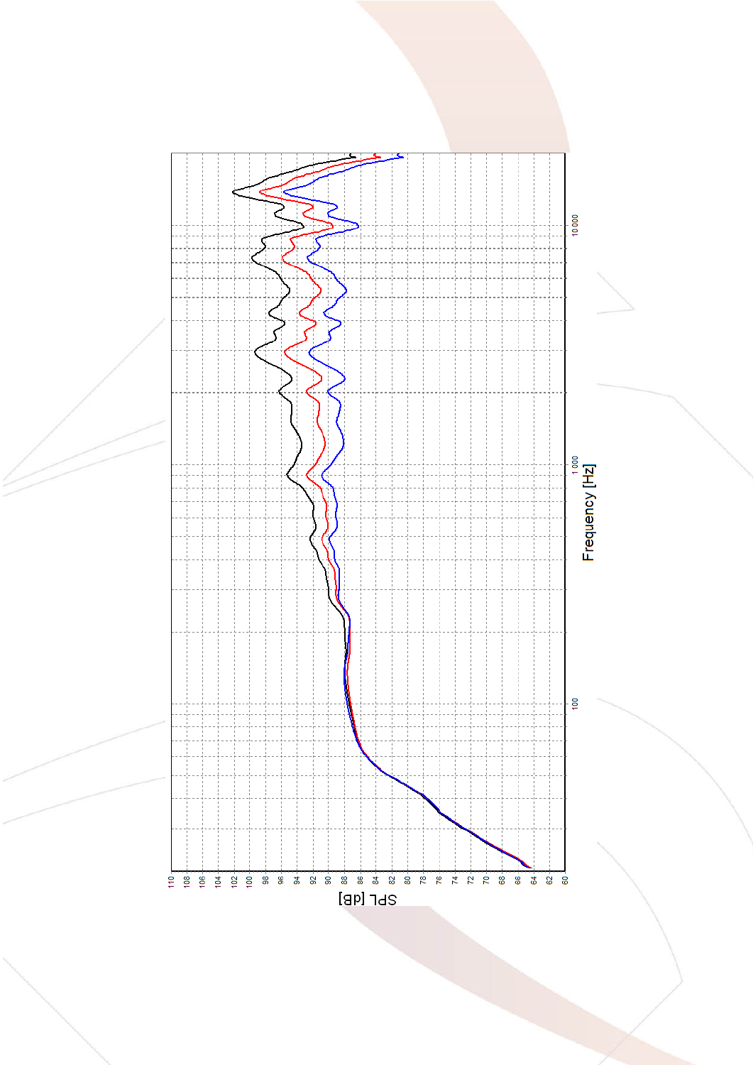SPL [dB]

Frequency [Hz]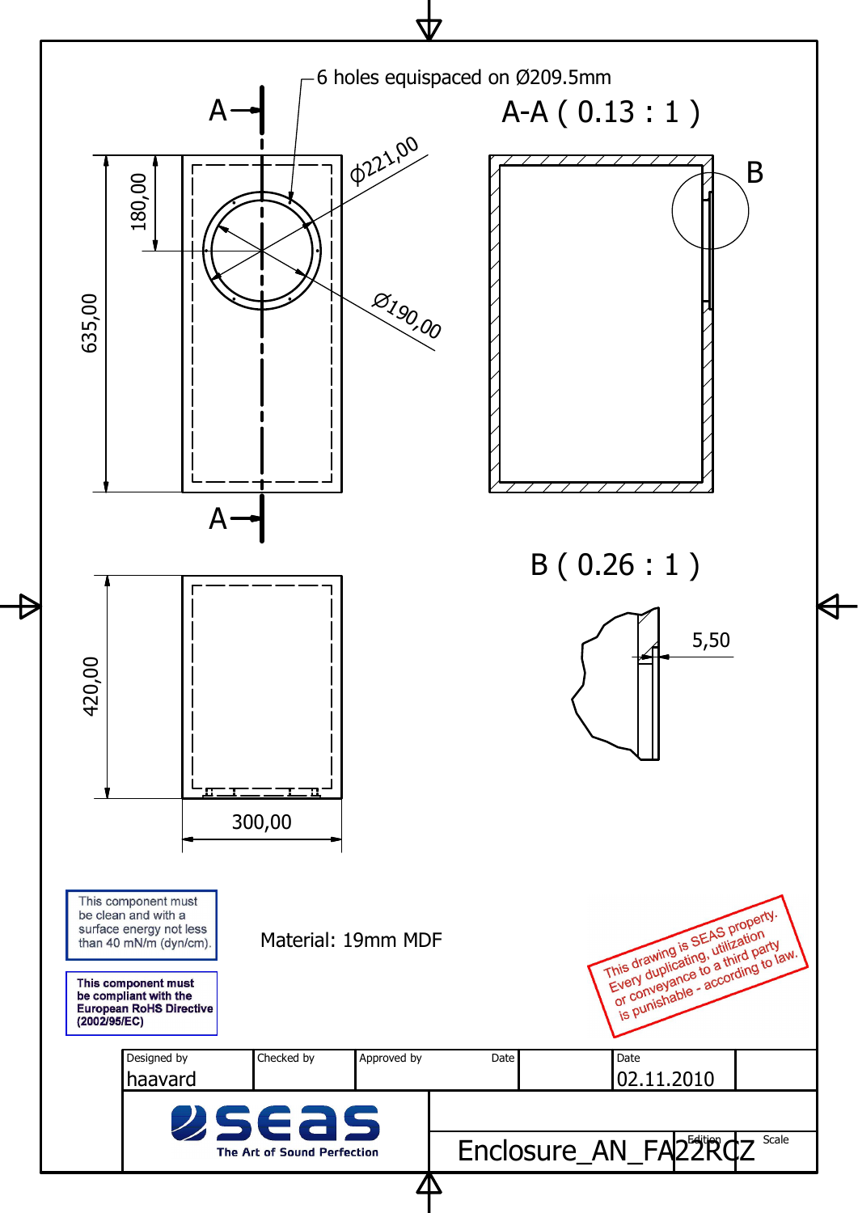6 holes equispaced on Ø209.5mm

A

A

180,00

635,00

Ø221,00

Ø190,00

A-A ( 0.13 : 1 )

B

B ( 0.26 : 1 )

5,50

420,00

300,00

This component must be clean and with a surface energy not less than 40 mN/m (dyn/cm).

**This component must be compliant with the European RoHS Directive (2002/95/EC)**

Material: 19mm MDF

This drawing is SEAS property. Every duplicating, utilization or conveyance to a third party is punishable - according to law.

| Designed by | Checked by | Approved by | Date | Date |
|---|---|---|---|---|
| haavard | | | | 02.11.2010 |

seas — The Art of Sound Perfection

Enclosure_AN_FA22RCZ

Edition

Scale